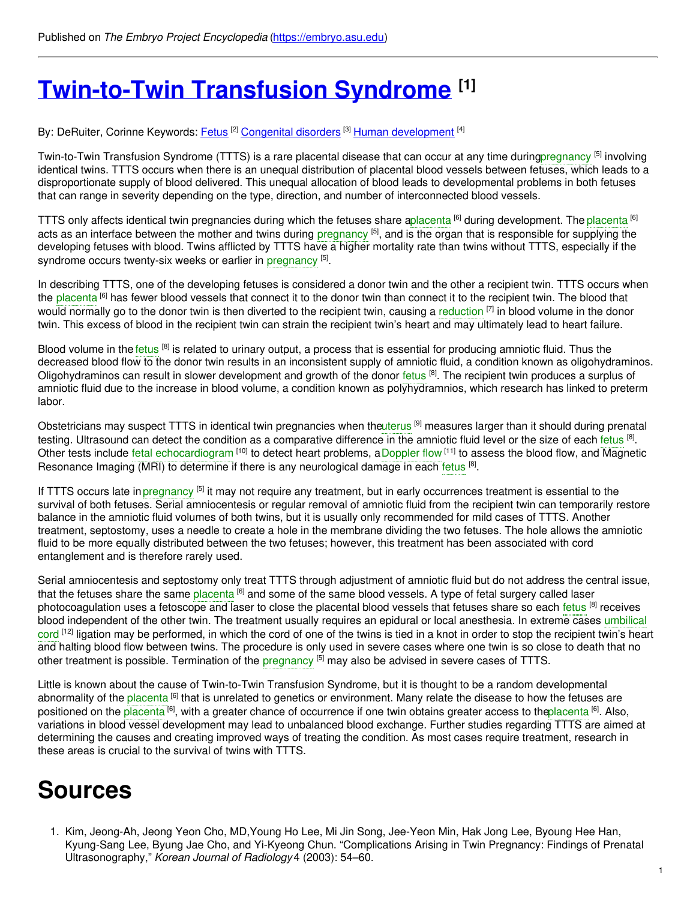Published on *The Embryo Project Encyclopedia* (https://embryo.asu.edu)

# Twin-to-Twin Transfusion Syndrome [1]

By: DeRuiter, Corinne Keywords: Fetus [2] Congenital disorders [3] Human development [4]

Twin-to-Twin Transfusion Syndrome (TTTS) is a rare placental disease that can occur at any time during pregnancy [5] involving identical twins. TTTS occurs when there is an unequal distribution of placental blood vessels between fetuses, which leads to a disproportionate supply of blood delivered. This unequal allocation of blood leads to developmental problems in both fetuses that can range in severity depending on the type, direction, and number of interconnected blood vessels.

TTTS only affects identical twin pregnancies during which the fetuses share a placenta [6] during development. The placenta [6] acts as an interface between the mother and twins during pregnancy [5], and is the organ that is responsible for supplying the developing fetuses with blood. Twins afflicted by TTTS have a higher mortality rate than twins without TTTS, especially if the syndrome occurs twenty-six weeks or earlier in pregnancy [5].

In describing TTTS, one of the developing fetuses is considered a donor twin and the other a recipient twin. TTTS occurs when the placenta [6] has fewer blood vessels that connect it to the donor twin than connect it to the recipient twin. The blood that would normally go to the donor twin is then diverted to the recipient twin, causing a reduction [7] in blood volume in the donor twin. This excess of blood in the recipient twin can strain the recipient twin's heart and may ultimately lead to heart failure.

Blood volume in the fetus [8] is related to urinary output, a process that is essential for producing amniotic fluid. Thus the decreased blood flow to the donor twin results in an inconsistent supply of amniotic fluid, a condition known as oligohydraminos. Oligohydraminos can result in slower development and growth of the donor fetus [8]. The recipient twin produces a surplus of amniotic fluid due to the increase in blood volume, a condition known as polyhydramnios, which research has linked to preterm labor.

Obstetricians may suspect TTTS in identical twin pregnancies when the uterus [9] measures larger than it should during prenatal testing. Ultrasound can detect the condition as a comparative difference in the amniotic fluid level or the size of each fetus [8]. Other tests include fetal echocardiogram [10] to detect heart problems, a Doppler flow [11] to assess the blood flow, and Magnetic Resonance Imaging (MRI) to determine if there is any neurological damage in each fetus [8].

If TTTS occurs late in pregnancy [5] it may not require any treatment, but in early occurrences treatment is essential to the survival of both fetuses. Serial amniocentesis or regular removal of amniotic fluid from the recipient twin can temporarily restore balance in the amniotic fluid volumes of both twins, but it is usually only recommended for mild cases of TTTS. Another treatment, septostomy, uses a needle to create a hole in the membrane dividing the two fetuses. The hole allows the amniotic fluid to be more equally distributed between the two fetuses; however, this treatment has been associated with cord entanglement and is therefore rarely used.

Serial amniocentesis and septostomy only treat TTTS through adjustment of amniotic fluid but do not address the central issue, that the fetuses share the same placenta [6] and some of the same blood vessels. A type of fetal surgery called laser photocoagulation uses a fetoscope and laser to close the placental blood vessels that fetuses share so each fetus [8] receives blood independent of the other twin. The treatment usually requires an epidural or local anesthesia. In extreme cases umbilical cord [12] ligation may be performed, in which the cord of one of the twins is tied in a knot in order to stop the recipient twin's heart and halting blood flow between twins. The procedure is only used in severe cases where one twin is so close to death that no other treatment is possible. Termination of the pregnancy [5] may also be advised in severe cases of TTTS.

Little is known about the cause of Twin-to-Twin Transfusion Syndrome, but it is thought to be a random developmental abnormality of the placenta [6] that is unrelated to genetics or environment. Many relate the disease to how the fetuses are positioned on the placenta [6], with a greater chance of occurrence if one twin obtains greater access to the placenta [6]. Also, variations in blood vessel development may lead to unbalanced blood exchange. Further studies regarding TTTS are aimed at determining the causes and creating improved ways of treating the condition. As most cases require treatment, research in these areas is crucial to the survival of twins with TTTS.

# Sources

1. Kim, Jeong-Ah, Jeong Yeon Cho, MD,Young Ho Lee, Mi Jin Song, Jee-Yeon Min, Hak Jong Lee, Byoung Hee Han, Kyung-Sang Lee, Byung Jae Cho, and Yi-Kyeong Chun. "Complications Arising in Twin Pregnancy: Findings of Prenatal Ultrasonography," *Korean Journal of Radiology* 4 (2003): 54–60.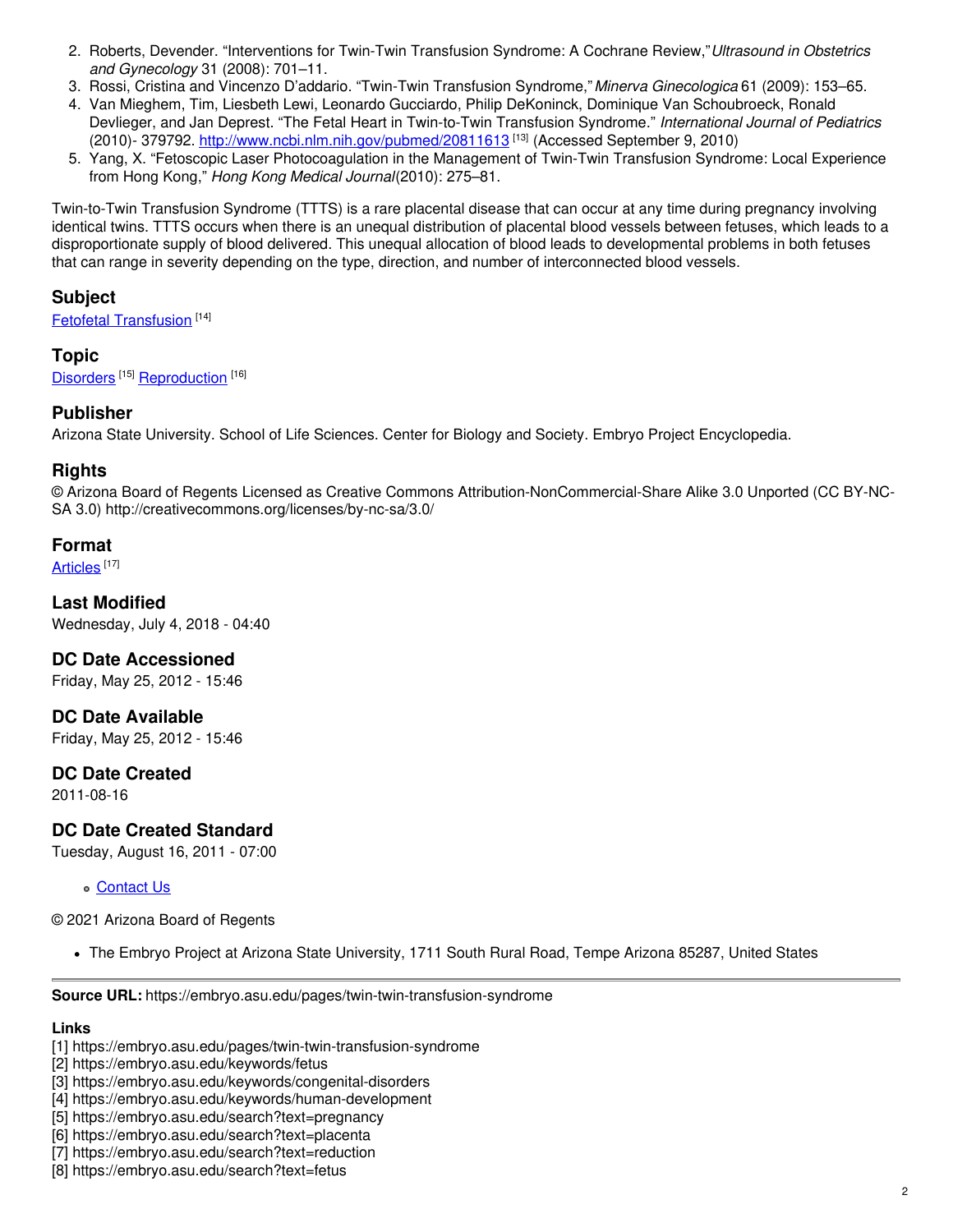2. Roberts, Devender. “Interventions for Twin-Twin Transfusion Syndrome: A Cochrane Review,” *Ultrasound in Obstetrics and Gynecology* 31 (2008): 701–11.
3. Rossi, Cristina and Vincenzo D'addario. “Twin-Twin Transfusion Syndrome,” *Minerva Ginecologica* 61 (2009): 153–65.
4. Van Mieghem, Tim, Liesbeth Lewi, Leonardo Gucciardo, Philip DeKoninck, Dominique Van Schoubroeck, Ronald Devlieger, and Jan Deprest. “The Fetal Heart in Twin-to-Twin Transfusion Syndrome.” *International Journal of Pediatrics* (2010)- 379792. http://www.ncbi.nlm.nih.gov/pubmed/20811613 [13] (Accessed September 9, 2010)
5. Yang, X. “Fetoscopic Laser Photocoagulation in the Management of Twin-Twin Transfusion Syndrome: Local Experience from Hong Kong,” *Hong Kong Medical Journal*(2010): 275–81.

Twin-to-Twin Transfusion Syndrome (TTTS) is a rare placental disease that can occur at any time during pregnancy involving identical twins. TTTS occurs when there is an unequal distribution of placental blood vessels between fetuses, which leads to a disproportionate supply of blood delivered. This unequal allocation of blood leads to developmental problems in both fetuses that can range in severity depending on the type, direction, and number of interconnected blood vessels.

## Subject

Fetofetal Transfusion [14]

## Topic

Disorders [15] Reproduction [16]

## Publisher

Arizona State University. School of Life Sciences. Center for Biology and Society. Embryo Project Encyclopedia.

## Rights

© Arizona Board of Regents Licensed as Creative Commons Attribution-NonCommercial-Share Alike 3.0 Unported (CC BY-NC-SA 3.0) http://creativecommons.org/licenses/by-nc-sa/3.0/

## Format

Articles [17]

## Last Modified

Wednesday, July 4, 2018 - 04:40

## DC Date Accessioned

Friday, May 25, 2012 - 15:46

## DC Date Available

Friday, May 25, 2012 - 15:46

## DC Date Created

2011-08-16

## DC Date Created Standard

Tuesday, August 16, 2011 - 07:00

- Contact Us

© 2021 Arizona Board of Regents

- The Embryo Project at Arizona State University, 1711 South Rural Road, Tempe Arizona 85287, United States

**Source URL:** https://embryo.asu.edu/pages/twin-twin-transfusion-syndrome

**Links**

[1] https://embryo.asu.edu/pages/twin-twin-transfusion-syndrome
[2] https://embryo.asu.edu/keywords/fetus
[3] https://embryo.asu.edu/keywords/congenital-disorders
[4] https://embryo.asu.edu/keywords/human-development
[5] https://embryo.asu.edu/search?text=pregnancy
[6] https://embryo.asu.edu/search?text=placenta
[7] https://embryo.asu.edu/search?text=reduction
[8] https://embryo.asu.edu/search?text=fetus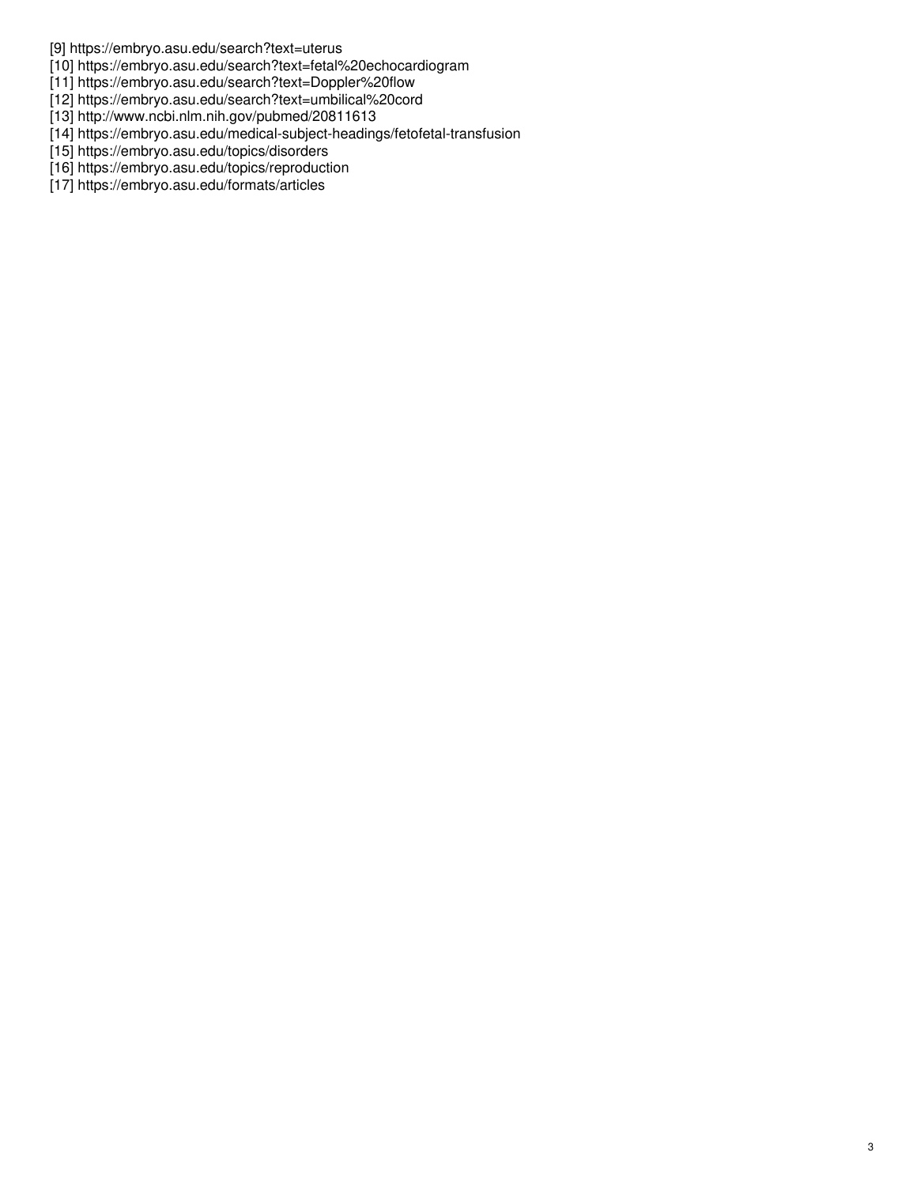[9] https://embryo.asu.edu/search?text=uterus
[10] https://embryo.asu.edu/search?text=fetal%20echocardiogram
[11] https://embryo.asu.edu/search?text=Doppler%20flow
[12] https://embryo.asu.edu/search?text=umbilical%20cord
[13] http://www.ncbi.nlm.nih.gov/pubmed/20811613
[14] https://embryo.asu.edu/medical-subject-headings/fetofetal-transfusion
[15] https://embryo.asu.edu/topics/disorders
[16] https://embryo.asu.edu/topics/reproduction
[17] https://embryo.asu.edu/formats/articles